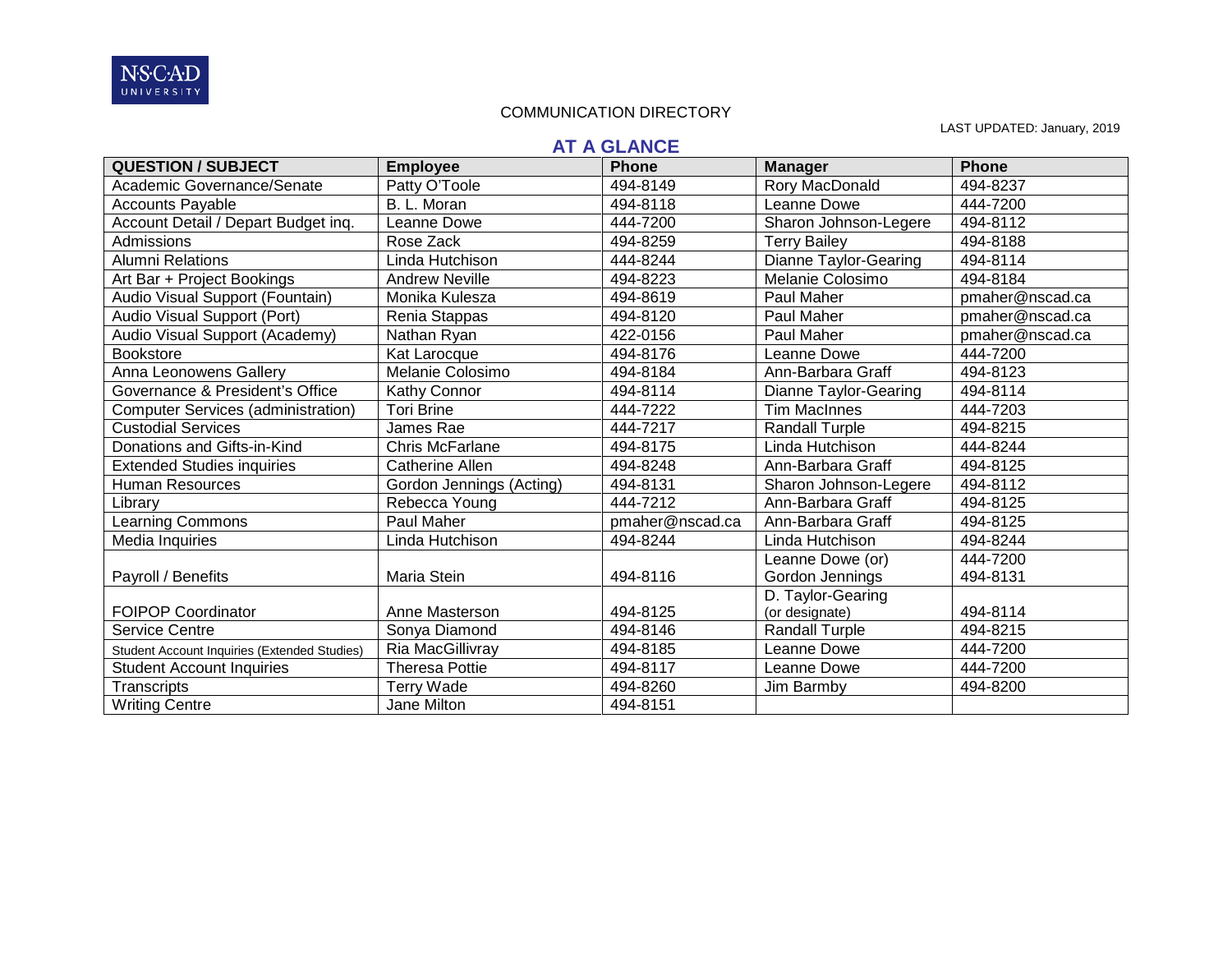NSCAD UNIVERSITY

COMMUNICATION DIRECTORY

LAST UPDATED: January, 2019

## AT A GLANCE

| QUESTION / SUBJECT | Employee | Phone | Manager | Phone |
|---|---|---|---|---|
| Academic Governance/Senate | Patty O'Toole | 494-8149 | Rory MacDonald | 494-8237 |
| Accounts Payable | B. L. Moran | 494-8118 | Leanne Dowe | 444-7200 |
| Account Detail / Depart Budget inq. | Leanne Dowe | 444-7200 | Sharon Johnson-Legere | 494-8112 |
| Admissions | Rose Zack | 494-8259 | Terry Bailey | 494-8188 |
| Alumni Relations | Linda Hutchison | 444-8244 | Dianne Taylor-Gearing | 494-8114 |
| Art Bar + Project Bookings | Andrew Neville | 494-8223 | Melanie Colosimo | 494-8184 |
| Audio Visual Support (Fountain) | Monika Kulesza | 494-8619 | Paul Maher | pmaher@nscad.ca |
| Audio Visual Support (Port) | Renia Stappas | 494-8120 | Paul Maher | pmaher@nscad.ca |
| Audio Visual Support (Academy) | Nathan Ryan | 422-0156 | Paul Maher | pmaher@nscad.ca |
| Bookstore | Kat Larocque | 494-8176 | Leanne Dowe | 444-7200 |
| Anna Leonowens Gallery | Melanie Colosimo | 494-8184 | Ann-Barbara Graff | 494-8123 |
| Governance & President's Office | Kathy Connor | 494-8114 | Dianne Taylor-Gearing | 494-8114 |
| Computer Services (administration) | Tori Brine | 444-7222 | Tim MacInnes | 444-7203 |
| Custodial Services | James Rae | 444-7217 | Randall Turple | 494-8215 |
| Donations and Gifts-in-Kind | Chris McFarlane | 494-8175 | Linda Hutchison | 444-8244 |
| Extended Studies inquiries | Catherine Allen | 494-8248 | Ann-Barbara Graff | 494-8125 |
| Human Resources | Gordon Jennings (Acting) | 494-8131 | Sharon Johnson-Legere | 494-8112 |
| Library | Rebecca Young | 444-7212 | Ann-Barbara Graff | 494-8125 |
| Learning Commons | Paul Maher | pmaher@nscad.ca | Ann-Barbara Graff | 494-8125 |
| Media Inquiries | Linda Hutchison | 494-8244 | Linda Hutchison | 494-8244 |
| Payroll / Benefits | Maria Stein | 494-8116 | Leanne Dowe (or) Gordon Jennings | 444-7200 494-8131 |
| FOIPOP Coordinator | Anne Masterson | 494-8125 | D. Taylor-Gearing (or designate) | 494-8114 |
| Service Centre | Sonya Diamond | 494-8146 | Randall Turple | 494-8215 |
| Student Account Inquiries (Extended Studies) | Ria MacGillivray | 494-8185 | Leanne Dowe | 444-7200 |
| Student Account Inquiries | Theresa Pottie | 494-8117 | Leanne Dowe | 444-7200 |
| Transcripts | Terry Wade | 494-8260 | Jim Barmby | 494-8200 |
| Writing Centre | Jane Milton | 494-8151 | | |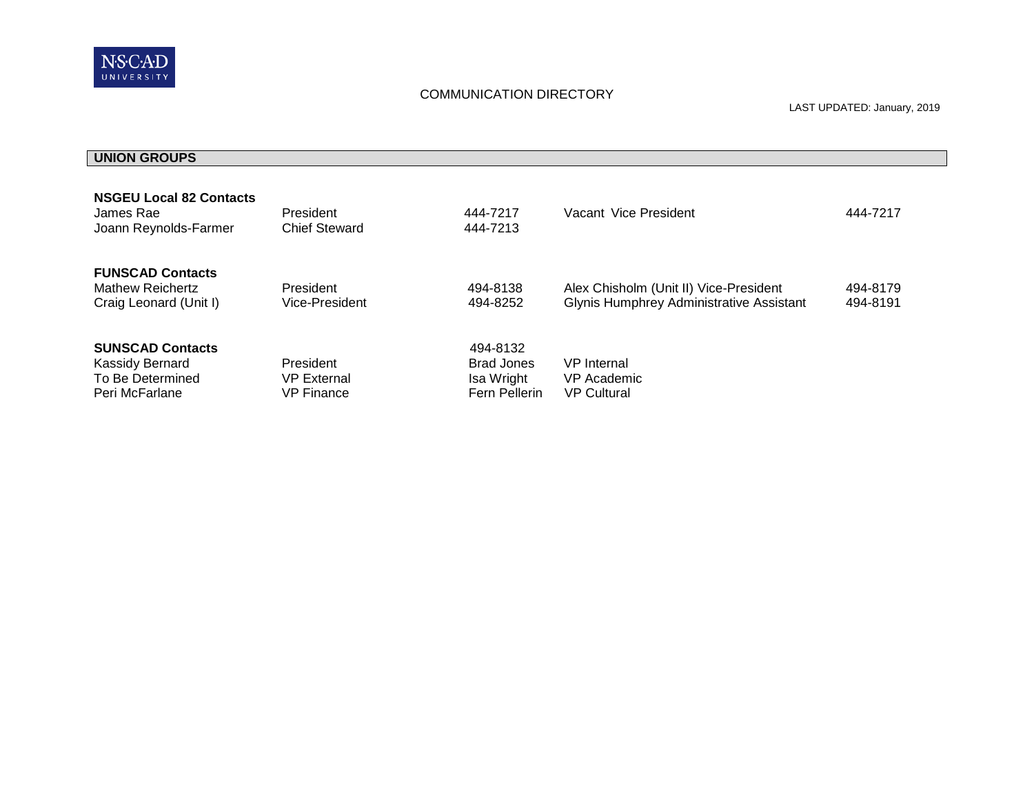COMMUNICATION DIRECTORY

LAST UPDATED: January, 2019

## UNION GROUPS

### NSGEU Local 82 Contacts

| | | | | |
|---|---|---|---|---|
| James Rae | President | 444-7217 | Vacant Vice President | 444-7217 |
| Joann Reynolds-Farmer | Chief Steward | 444-7213 | | |

### FUNSCAD Contacts

| | | | | |
|---|---|---|---|---|
| Mathew Reichertz | President | 494-8138 | Alex Chisholm (Unit II) Vice-President | 494-8179 |
| Craig Leonard (Unit I) | Vice-President | 494-8252 | Glynis Humphrey Administrative Assistant | 494-8191 |

### SUNSCAD Contacts

494-8132

| | | | |
|---|---|---|---|
| Kassidy Bernard | President | Brad Jones | VP Internal |
| To Be Determined | VP External | Isa Wright | VP Academic |
| Peri McFarlane | VP Finance | Fern Pellerin | VP Cultural |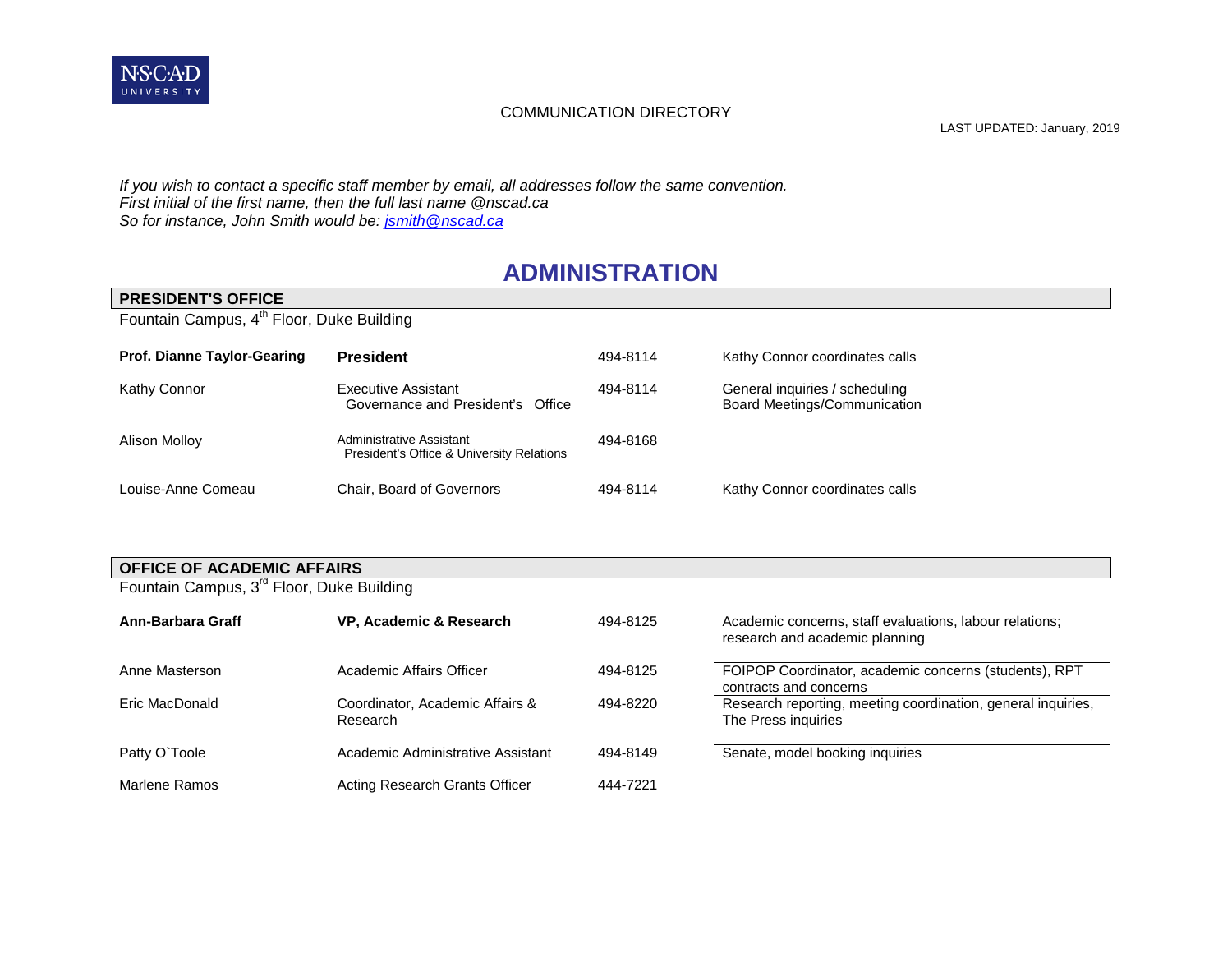NSCAD UNIVERSITY

COMMUNICATION DIRECTORY

LAST UPDATED: January, 2019

*If you wish to contact a specific staff member by email, all addresses follow the same convention.*
*First initial of the first name, then the full last name @nscad.ca*
*So for instance, John Smith would be: [jsmith@nscad.ca](mailto:jsmith@nscad.ca)*

# ADMINISTRATION

## PRESIDENT'S OFFICE

Fountain Campus, 4th Floor, Duke Building

| Name | Title | Phone | Notes |
|---|---|---|---|
| **Prof. Dianne Taylor-Gearing** | **President** | 494-8114 | Kathy Connor coordinates calls |
| Kathy Connor | Executive Assistant Governance and President's Office | 494-8114 | General inquiries / scheduling Board Meetings/Communication |
| Alison Molloy | Administrative Assistant President's Office & University Relations | 494-8168 | |
| Louise-Anne Comeau | Chair, Board of Governors | 494-8114 | Kathy Connor coordinates calls |

## OFFICE OF ACADEMIC AFFAIRS

Fountain Campus, 3rd Floor, Duke Building

| Name | Title | Phone | Notes |
|---|---|---|---|
| **Ann-Barbara Graff** | **VP, Academic & Research** | 494-8125 | Academic concerns, staff evaluations, labour relations; research and academic planning |
| Anne Masterson | Academic Affairs Officer | 494-8125 | FOIPOP Coordinator, academic concerns (students), RPT contracts and concerns |
| Eric MacDonald | Coordinator, Academic Affairs & Research | 494-8220 | Research reporting, meeting coordination, general inquiries, The Press inquiries |
| Patty O`Toole | Academic Administrative Assistant | 494-8149 | Senate, model booking inquiries |
| Marlene Ramos | Acting Research Grants Officer | 444-7221 | |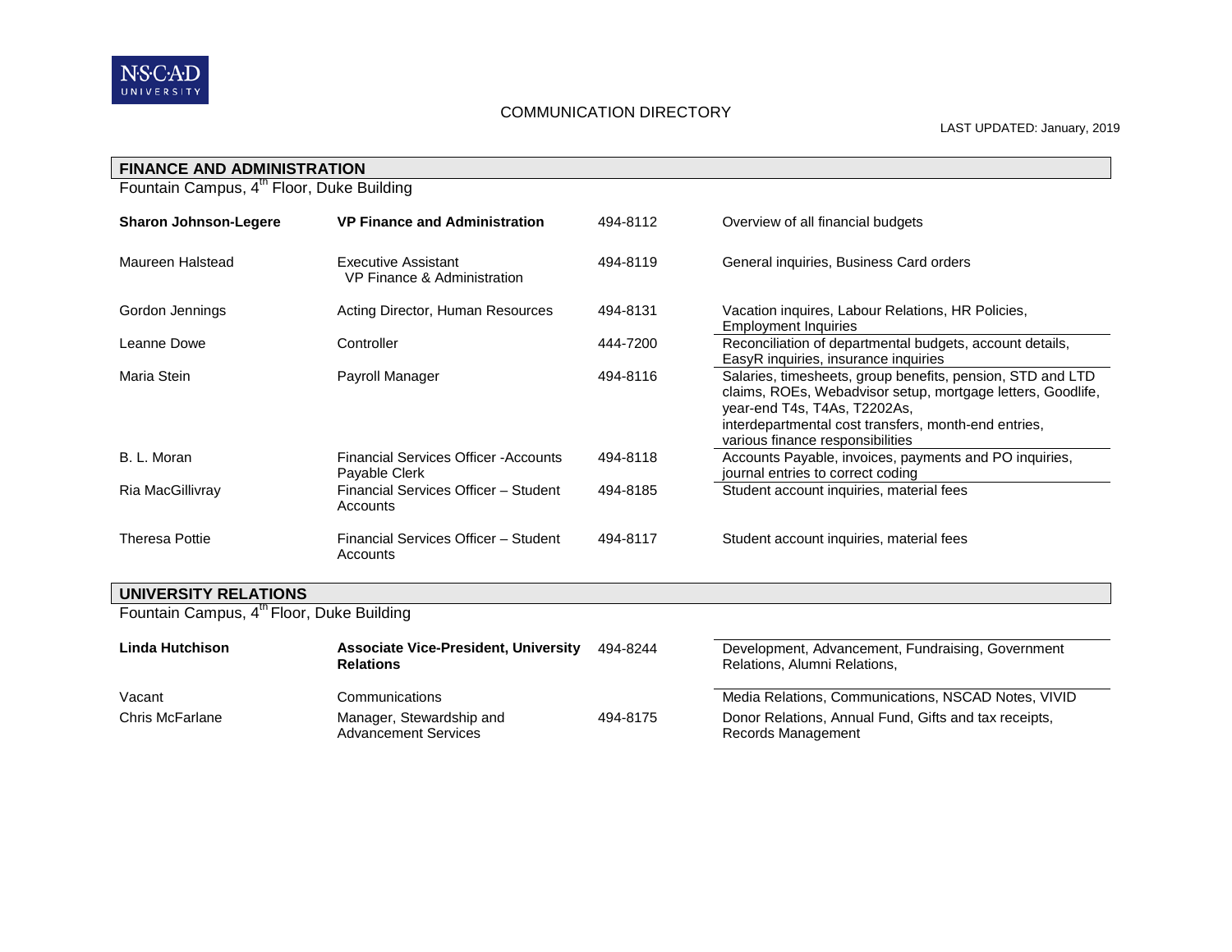COMMUNICATION DIRECTORY

LAST UPDATED: January, 2019

## FINANCE AND ADMINISTRATION

Fountain Campus, 4th Floor, Duke Building

| Name | Title | Phone | Responsibilities |
|---|---|---|---|
| **Sharon Johnson-Legere** | **VP Finance and Administration** | 494-8112 | Overview of all financial budgets |
| Maureen Halstead | Executive Assistant VP Finance & Administration | 494-8119 | General inquiries, Business Card orders |
| Gordon Jennings | Acting Director, Human Resources | 494-8131 | Vacation inquires, Labour Relations, HR Policies, Employment Inquiries |
| Leanne Dowe | Controller | 444-7200 | Reconciliation of departmental budgets, account details, EasyR inquiries, insurance inquiries |
| Maria Stein | Payroll Manager | 494-8116 | Salaries, timesheets, group benefits, pension, STD and LTD claims, ROEs, Webadvisor setup, mortgage letters, Goodlife, year-end T4s, T4As, T2202As, interdepartmental cost transfers, month-end entries, various finance responsibilities |
| B. L. Moran | Financial Services Officer -Accounts Payable Clerk | 494-8118 | Accounts Payable, invoices, payments and PO inquiries, journal entries to correct coding |
| Ria MacGillivray | Financial Services Officer – Student Accounts | 494-8185 | Student account inquiries, material fees |
| Theresa Pottie | Financial Services Officer – Student Accounts | 494-8117 | Student account inquiries, material fees |

## UNIVERSITY RELATIONS

Fountain Campus, 4th Floor, Duke Building

| Name | Title | Phone | Responsibilities |
|---|---|---|---|
| **Linda Hutchison** | **Associate Vice-President, University Relations** | 494-8244 | Development, Advancement, Fundraising, Government Relations, Alumni Relations, |
| Vacant | Communications | | Media Relations, Communications, NSCAD Notes, VIVID |
| Chris McFarlane | Manager, Stewardship and Advancement Services | 494-8175 | Donor Relations, Annual Fund, Gifts and tax receipts, Records Management |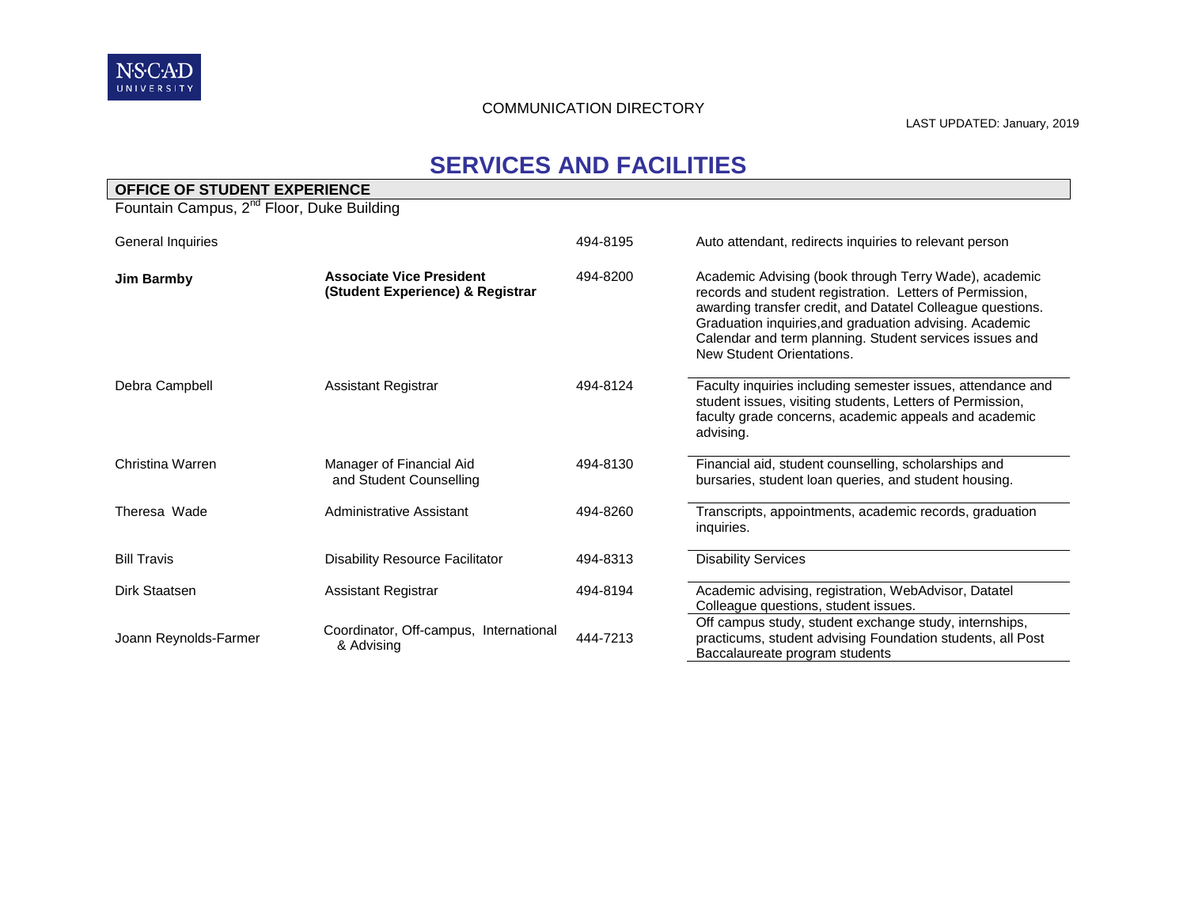NSCAD UNIVERSITY

COMMUNICATION DIRECTORY

LAST UPDATED: January, 2019

# SERVICES AND FACILITIES

## OFFICE OF STUDENT EXPERIENCE

Fountain Campus, 2nd Floor, Duke Building

| Name | Title | Phone | Responsibilities |
|---|---|---|---|
| General Inquiries | | 494-8195 | Auto attendant, redirects inquiries to relevant person |
| **Jim Barmby** | **Associate Vice President (Student Experience) & Registrar** | 494-8200 | Academic Advising (book through Terry Wade), academic records and student registration. Letters of Permission, awarding transfer credit, and Datatel Colleague questions. Graduation inquiries,and graduation advising. Academic Calendar and term planning. Student services issues and New Student Orientations. |
| Debra Campbell | Assistant Registrar | 494-8124 | Faculty inquiries including semester issues, attendance and student issues, visiting students, Letters of Permission, faculty grade concerns, academic appeals and academic advising. |
| Christina Warren | Manager of Financial Aid and Student Counselling | 494-8130 | Financial aid, student counselling, scholarships and bursaries, student loan queries, and student housing. |
| Theresa Wade | Administrative Assistant | 494-8260 | Transcripts, appointments, academic records, graduation inquiries. |
| Bill Travis | Disability Resource Facilitator | 494-8313 | Disability Services |
| Dirk Staatsen | Assistant Registrar | 494-8194 | Academic advising, registration, WebAdvisor, Datatel Colleague questions, student issues. |
| Joann Reynolds-Farmer | Coordinator, Off-campus, International & Advising | 444-7213 | Off campus study, student exchange study, internships, practicums, student advising Foundation students, all Post Baccalaureate program students |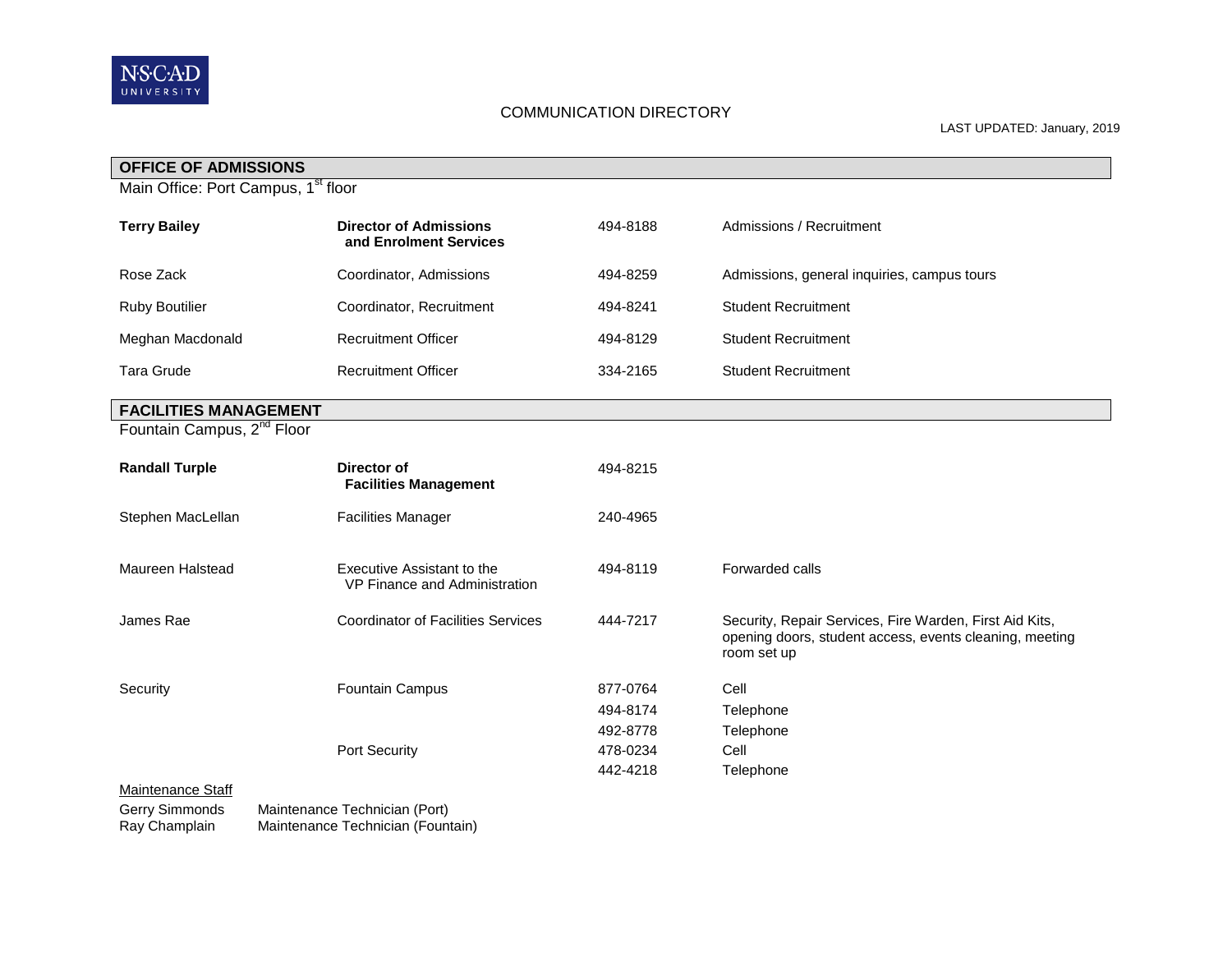NSCAD UNIVERSITY

COMMUNICATION DIRECTORY

LAST UPDATED: January, 2019

## OFFICE OF ADMISSIONS

Main Office: Port Campus, 1st floor

| | | | |
|---|---|---|---|
| **Terry Bailey** | **Director of Admissions and Enrolment Services** | 494-8188 | Admissions / Recruitment |
| Rose Zack | Coordinator, Admissions | 494-8259 | Admissions, general inquiries, campus tours |
| Ruby Boutilier | Coordinator, Recruitment | 494-8241 | Student Recruitment |
| Meghan Macdonald | Recruitment Officer | 494-8129 | Student Recruitment |
| Tara Grude | Recruitment Officer | 334-2165 | Student Recruitment |

## FACILITIES MANAGEMENT

Fountain Campus, 2nd Floor

| | | | |
|---|---|---|---|
| **Randall Turple** | **Director of Facilities Management** | 494-8215 | |
| Stephen MacLellan | Facilities Manager | 240-4965 | |
| Maureen Halstead | Executive Assistant to the VP Finance and Administration | 494-8119 | Forwarded calls |
| James Rae | Coordinator of Facilities Services | 444-7217 | Security, Repair Services, Fire Warden, First Aid Kits, opening doors, student access, events cleaning, meeting room set up |
| Security | Fountain Campus | 877-0764 | Cell |
| | | 494-8174 | Telephone |
| | | 492-8778 | Telephone |
| | Port Security | 478-0234 | Cell |
| | | 442-4218 | Telephone |

Maintenance Staff

| | |
|---|---|
| Gerry Simmonds | Maintenance Technician (Port) |
| Ray Champlain | Maintenance Technician (Fountain) |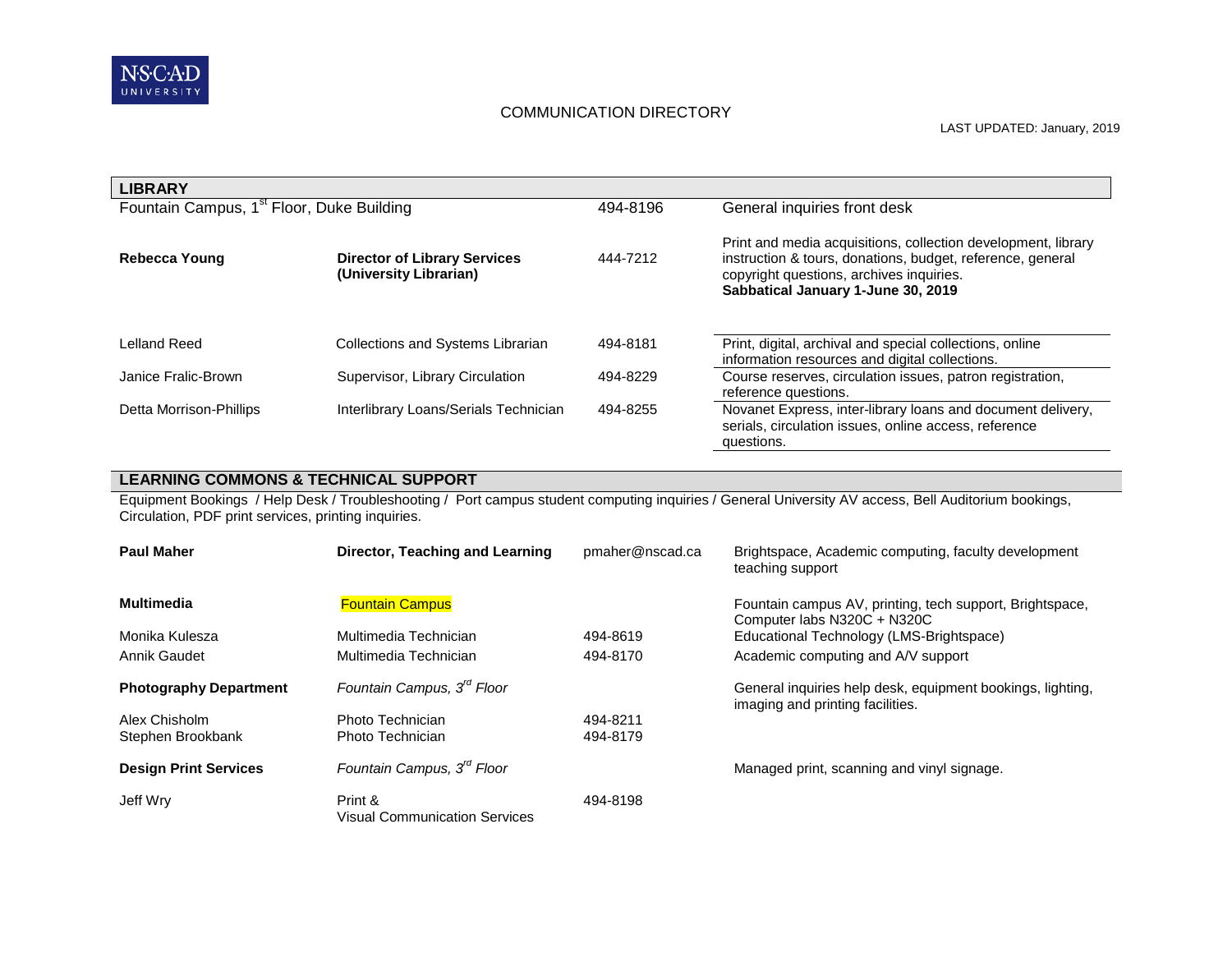NSCAD UNIVERSITY

COMMUNICATION DIRECTORY

LAST UPDATED: January, 2019

## LIBRARY

| Fountain Campus, 1st Floor, Duke Building | | 494-8196 | General inquiries front desk |
|---|---|---|---|
| **Rebecca Young** | **Director of Library Services (University Librarian)** | 444-7212 | Print and media acquisitions, collection development, library instruction & tours, donations, budget, reference, general copyright questions, archives inquiries. **Sabbatical January 1-June 30, 2019** |
| Lelland Reed | Collections and Systems Librarian | 494-8181 | Print, digital, archival and special collections, online information resources and digital collections. |
| Janice Fralic-Brown | Supervisor, Library Circulation | 494-8229 | Course reserves, circulation issues, patron registration, reference questions. |
| Detta Morrison-Phillips | Interlibrary Loans/Serials Technician | 494-8255 | Novanet Express, inter-library loans and document delivery, serials, circulation issues, online access, reference questions. |

## LEARNING COMMONS & TECHNICAL SUPPORT

Equipment Bookings / Help Desk / Troubleshooting / Port campus student computing inquiries / General University AV access, Bell Auditorium bookings, Circulation, PDF print services, printing inquiries.

| | | | |
|---|---|---|---|
| **Paul Maher** | **Director, Teaching and Learning** | pmaher@nscad.ca | Brightspace, Academic computing, faculty development teaching support |
| **Multimedia** | Fountain Campus | | Fountain campus AV, printing, tech support, Brightspace, Computer labs N320C + N320C |
| Monika Kulesza | Multimedia Technician | 494-8619 | Educational Technology (LMS-Brightspace) |
| Annik Gaudet | Multimedia Technician | 494-8170 | Academic computing and A/V support |
| **Photography Department** | *Fountain Campus, 3rd Floor* | | General inquiries help desk, equipment bookings, lighting, imaging and printing facilities. |
| Alex Chisholm | Photo Technician | 494-8211 | |
| Stephen Brookbank | Photo Technician | 494-8179 | |
| **Design Print Services** | *Fountain Campus, 3rd Floor* | | Managed print, scanning and vinyl signage. |
| Jeff Wry | Print & Visual Communication Services | 494-8198 | |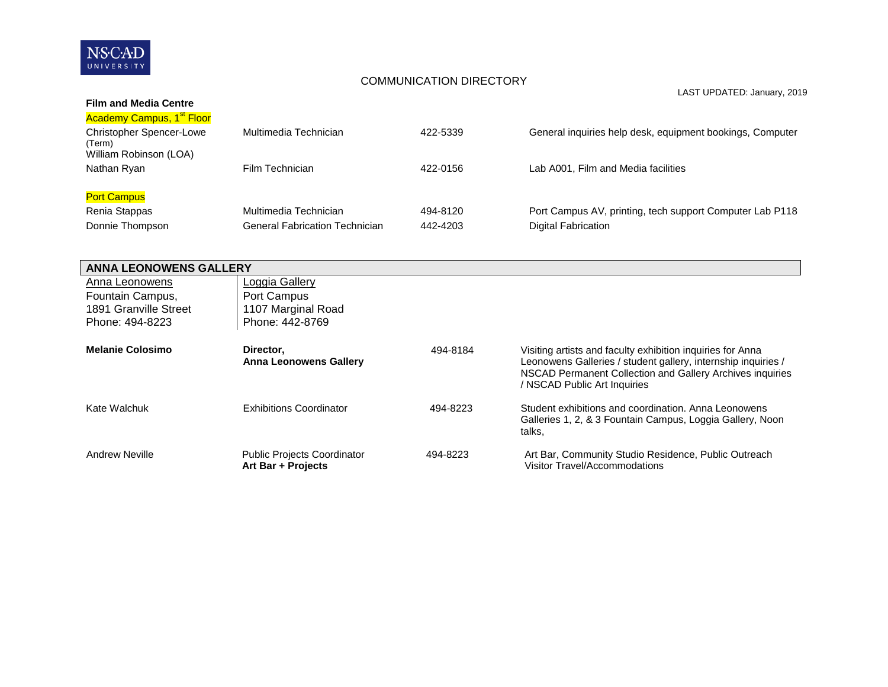NSCAD UNIVERSITY

COMMUNICATION DIRECTORY

LAST UPDATED: January, 2019

**Film and Media Centre**

Academy Campus, 1st Floor

| | | | |
|---|---|---|---|
| Christopher Spencer-Lowe (Term)<br>William Robinson (LOA) | Multimedia Technician | 422-5339 | General inquiries help desk, equipment bookings, Computer |
| Nathan Ryan | Film Technician | 422-0156 | Lab A001, Film and Media facilities |

Port Campus

| | | | |
|---|---|---|---|
| Renia Stappas | Multimedia Technician | 494-8120 | Port Campus AV, printing, tech support Computer Lab P118 |
| Donnie Thompson | General Fabrication Technician | 442-4203 | Digital Fabrication |

## ANNA LEONOWENS GALLERY

| Anna Leonowens | Loggia Gallery |
|---|---|
| Fountain Campus,<br>1891 Granville Street<br>Phone: 494-8223 | Port Campus<br>1107 Marginal Road<br>Phone: 442-8769 |

| | | | |
|---|---|---|---|
| **Melanie Colosimo** | **Director,<br>Anna Leonowens Gallery** | 494-8184 | Visiting artists and faculty exhibition inquiries for Anna Leonowens Galleries / student gallery, internship inquiries / NSCAD Permanent Collection and Gallery Archives inquiries / NSCAD Public Art Inquiries |
| Kate Walchuk | Exhibitions Coordinator | 494-8223 | Student exhibitions and coordination. Anna Leonowens Galleries 1, 2, & 3 Fountain Campus, Loggia Gallery, Noon talks, |
| Andrew Neville | Public Projects Coordinator<br>**Art Bar + Projects** | 494-8223 | Art Bar, Community Studio Residence, Public Outreach Visitor Travel/Accommodations |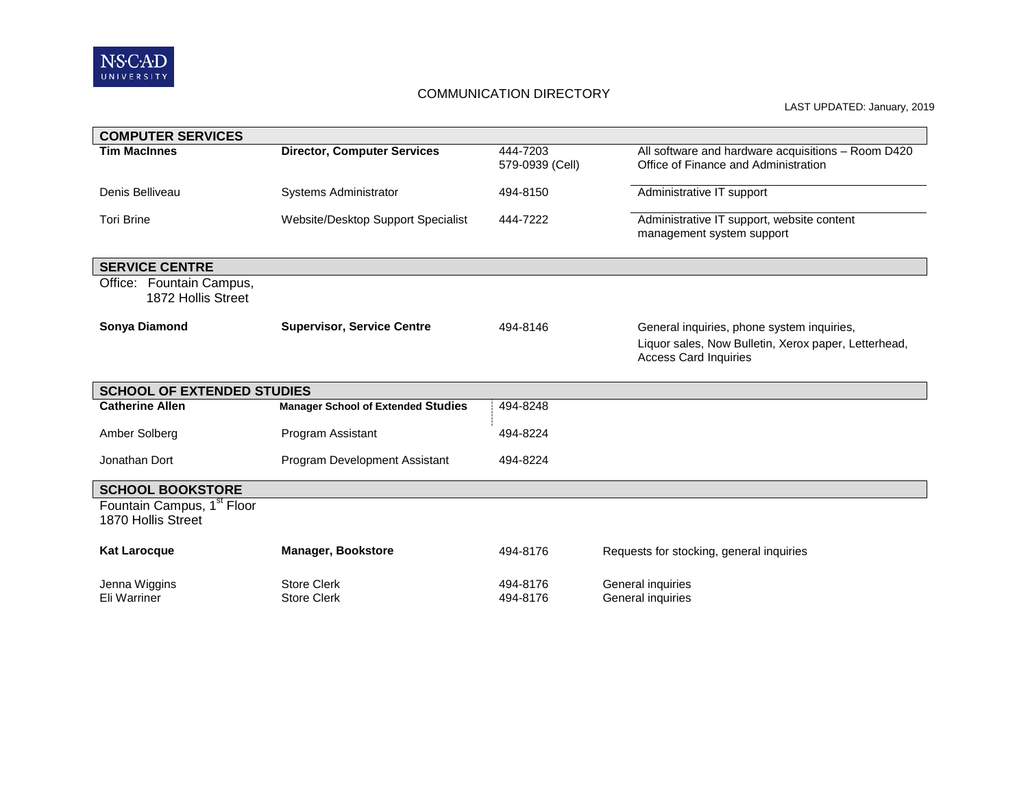NSCAD UNIVERSITY

COMMUNICATION DIRECTORY

LAST UPDATED: January, 2019

| COMPUTER SERVICES | | | |
|---|---|---|---|
| **Tim MacInnes** | **Director, Computer Services** | 444-7203<br>579-0939 (Cell) | All software and hardware acquisitions – Room D420 Office of Finance and Administration |
| Denis Belliveau | Systems Administrator | 494-8150 | Administrative IT support |
| Tori Brine | Website/Desktop Support Specialist | 444-7222 | Administrative IT support, website content management system support |

| SERVICE CENTRE | | | |
|---|---|---|---|
| Office: Fountain Campus, 1872 Hollis Street | | | |
| **Sonya Diamond** | **Supervisor, Service Centre** | 494-8146 | General inquiries, phone system inquiries, Liquor sales, Now Bulletin, Xerox paper, Letterhead, Access Card Inquiries |

| SCHOOL OF EXTENDED STUDIES | | |
|---|---|---|
| **Catherine Allen** | **Manager School of Extended Studies** | 494-8248 |
| Amber Solberg | Program Assistant | 494-8224 |
| Jonathan Dort | Program Development Assistant | 494-8224 |

| SCHOOL BOOKSTORE | | | |
|---|---|---|---|
| Fountain Campus, 1st Floor<br>1870 Hollis Street | | | |
| **Kat Larocque** | **Manager, Bookstore** | 494-8176 | Requests for stocking, general inquiries |
| Jenna Wiggins | Store Clerk | 494-8176 | General inquiries |
| Eli Warriner | Store Clerk | 494-8176 | General inquiries |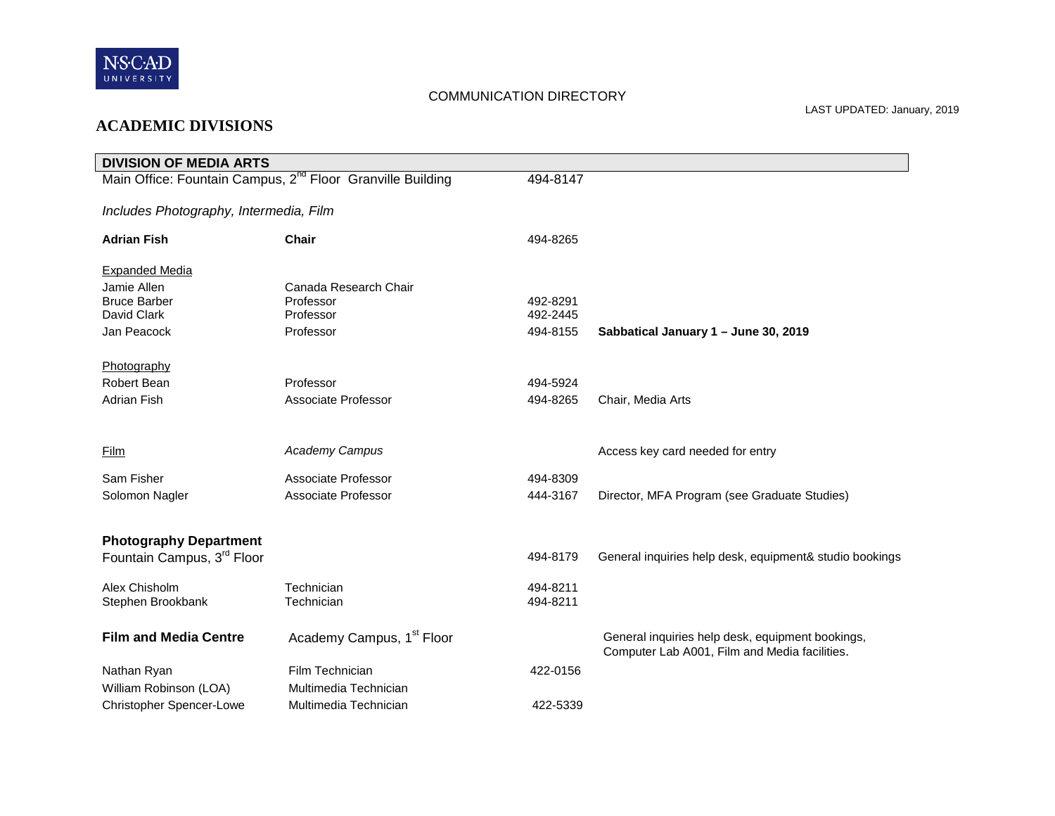COMMUNICATION DIRECTORY

LAST UPDATED: January, 2019

## ACADEMIC DIVISIONS

### DIVISION OF MEDIA ARTS

Main Office: Fountain Campus, 2nd Floor Granville Building — 494-8147

*Includes Photography, Intermedia, Film*

| Name | Title | Phone | Notes |
|---|---|---|---|
| **Adrian Fish** | **Chair** | 494-8265 | |
| Expanded Media | | | |
| Jamie Allen | Canada Research Chair | | |
| Bruce Barber | Professor | 492-8291 | |
| David Clark | Professor | 492-2445 | |
| Jan Peacock | Professor | 494-8155 | **Sabbatical January 1 – June 30, 2019** |
| Photography | | | |
| Robert Bean | Professor | 494-5924 | |
| Adrian Fish | Associate Professor | 494-8265 | Chair, Media Arts |
| Film | *Academy Campus* | | Access key card needed for entry |
| Sam Fisher | Associate Professor | 494-8309 | |
| Solomon Nagler | Associate Professor | 444-3167 | Director, MFA Program (see Graduate Studies) |

**Photography Department**

Fountain Campus, 3rd Floor — 494-8179 — General inquiries help desk, equipment& studio bookings

| Name | Title | Phone |
|---|---|---|
| Alex Chisholm | Technician | 494-8211 |
| Stephen Brookbank | Technician | 494-8211 |

**Film and Media Centre** — Academy Campus, 1st Floor — General inquiries help desk, equipment bookings, Computer Lab A001, Film and Media facilities.

| Name | Title | Phone |
|---|---|---|
| Nathan Ryan | Film Technician | 422-0156 |
| William Robinson (LOA) | Multimedia Technician | |
| Christopher Spencer-Lowe | Multimedia Technician | 422-5339 |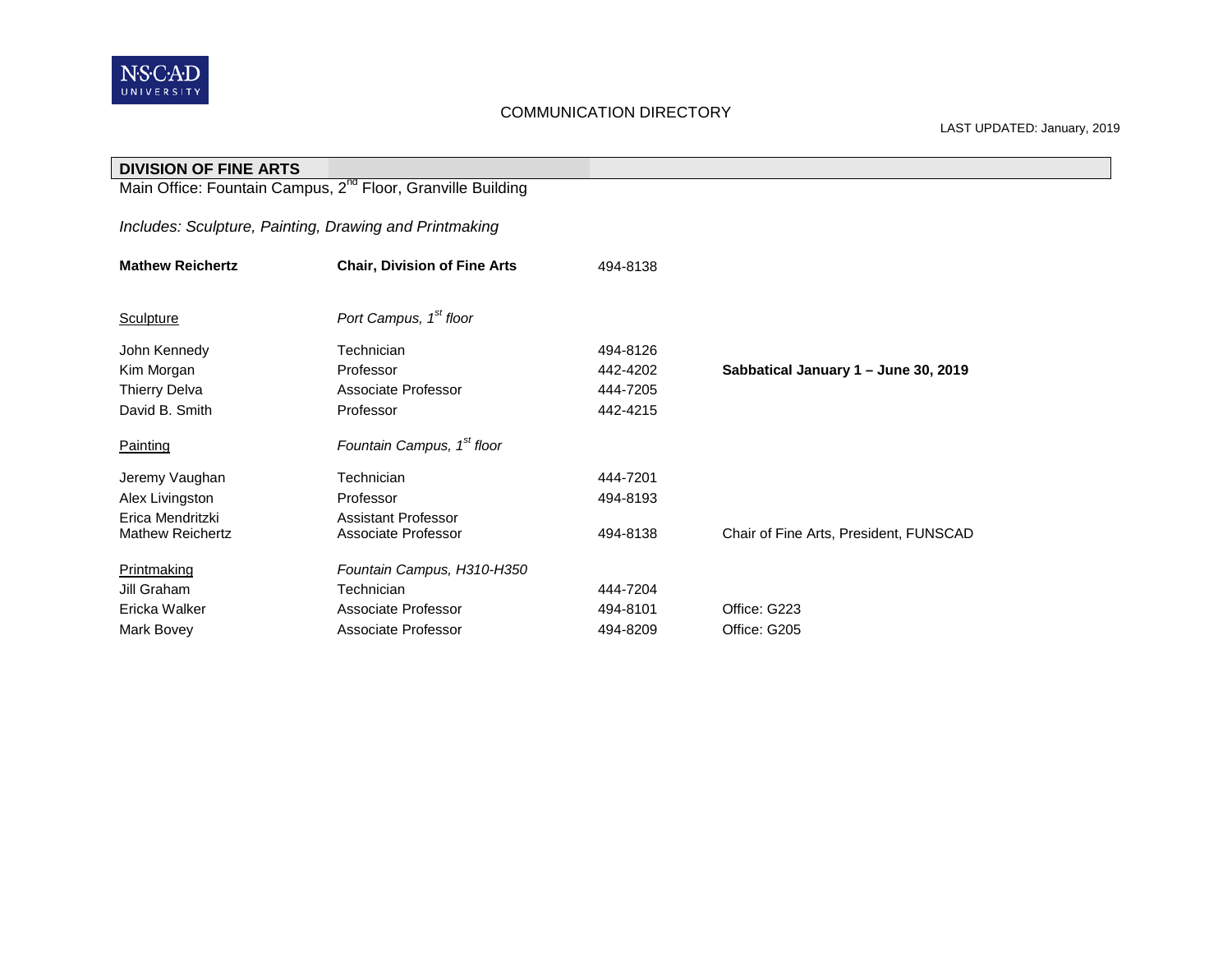COMMUNICATION DIRECTORY

LAST UPDATED: January, 2019

## DIVISION OF FINE ARTS

Main Office: Fountain Campus, 2nd Floor, Granville Building

*Includes: Sculpture, Painting, Drawing and Printmaking*

| Name | Title / Location | Phone | Notes |
|---|---|---|---|
| **Mathew Reichertz** | **Chair, Division of Fine Arts** | 494-8138 | |
| Sculpture | *Port Campus, 1st floor* | | |
| John Kennedy | Technician | 494-8126 | |
| Kim Morgan | Professor | 442-4202 | **Sabbatical January 1 – June 30, 2019** |
| Thierry Delva | Associate Professor | 444-7205 | |
| David B. Smith | Professor | 442-4215 | |
| Painting | *Fountain Campus, 1st floor* | | |
| Jeremy Vaughan | Technician | 444-7201 | |
| Alex Livingston | Professor | 494-8193 | |
| Erica Mendritzki | Assistant Professor | | |
| Mathew Reichertz | Associate Professor | 494-8138 | Chair of Fine Arts, President, FUNSCAD |
| Printmaking | *Fountain Campus, H310-H350* | | |
| Jill Graham | Technician | 444-7204 | |
| Ericka Walker | Associate Professor | 494-8101 | Office: G223 |
| Mark Bovey | Associate Professor | 494-8209 | Office: G205 |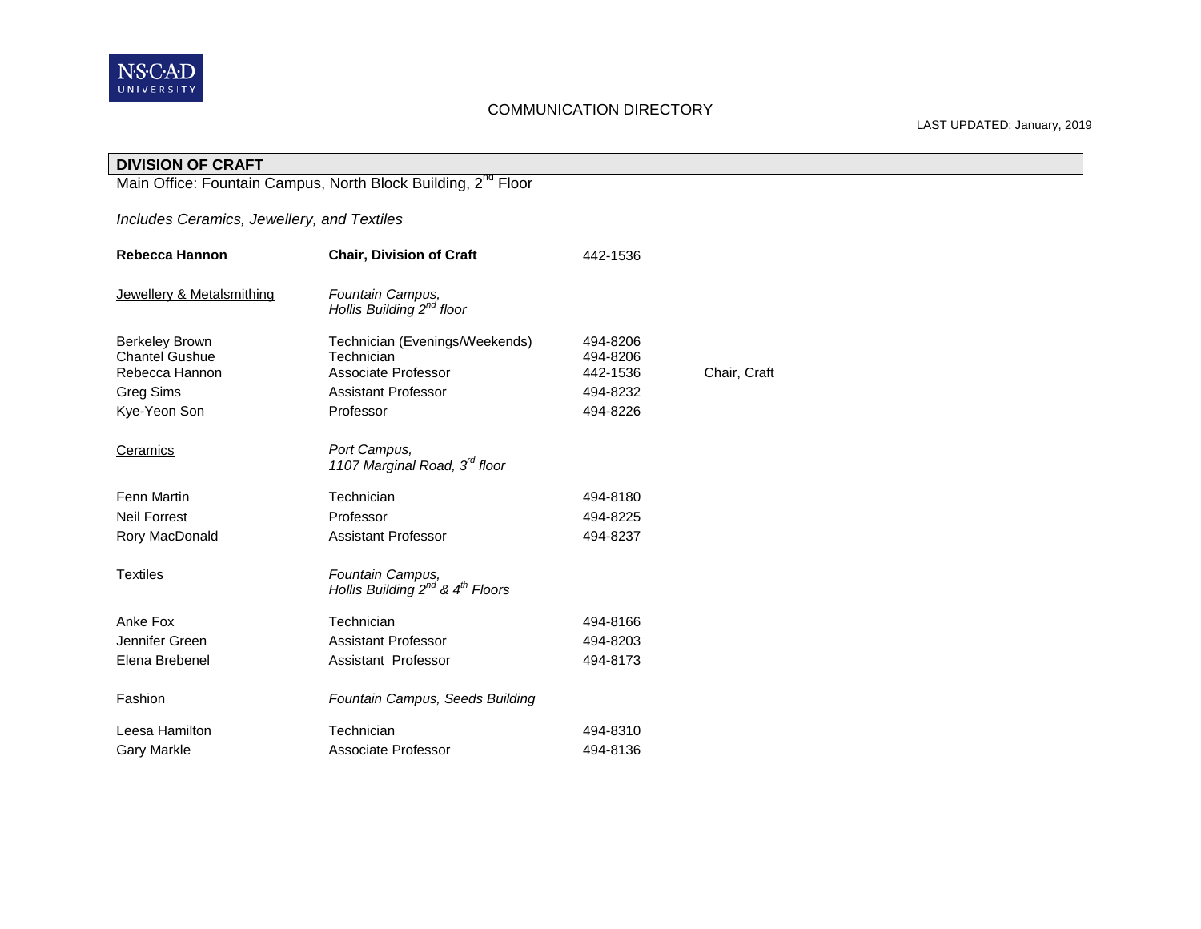COMMUNICATION DIRECTORY

LAST UPDATED: January, 2019

## DIVISION OF CRAFT

Main Office: Fountain Campus, North Block Building, 2nd Floor

*Includes Ceramics, Jewellery, and Textiles*

| | | | |
|---|---|---|---|
| **Rebecca Hannon** | **Chair, Division of Craft** | 442-1536 | |
| Jewellery & Metalsmithing | *Fountain Campus, Hollis Building 2nd floor* | | |
| Berkeley Brown | Technician (Evenings/Weekends) | 494-8206 | |
| Chantel Gushue | Technician | 494-8206 | |
| Rebecca Hannon | Associate Professor | 442-1536 | Chair, Craft |
| Greg Sims | Assistant Professor | 494-8232 | |
| Kye-Yeon Son | Professor | 494-8226 | |
| Ceramics | *Port Campus, 1107 Marginal Road, 3rd floor* | | |
| Fenn Martin | Technician | 494-8180 | |
| Neil Forrest | Professor | 494-8225 | |
| Rory MacDonald | Assistant Professor | 494-8237 | |
| Textiles | *Fountain Campus, Hollis Building 2nd & 4th Floors* | | |
| Anke Fox | Technician | 494-8166 | |
| Jennifer Green | Assistant Professor | 494-8203 | |
| Elena Brebenel | Assistant Professor | 494-8173 | |
| Fashion | *Fountain Campus, Seeds Building* | | |
| Leesa Hamilton | Technician | 494-8310 | |
| Gary Markle | Associate Professor | 494-8136 | |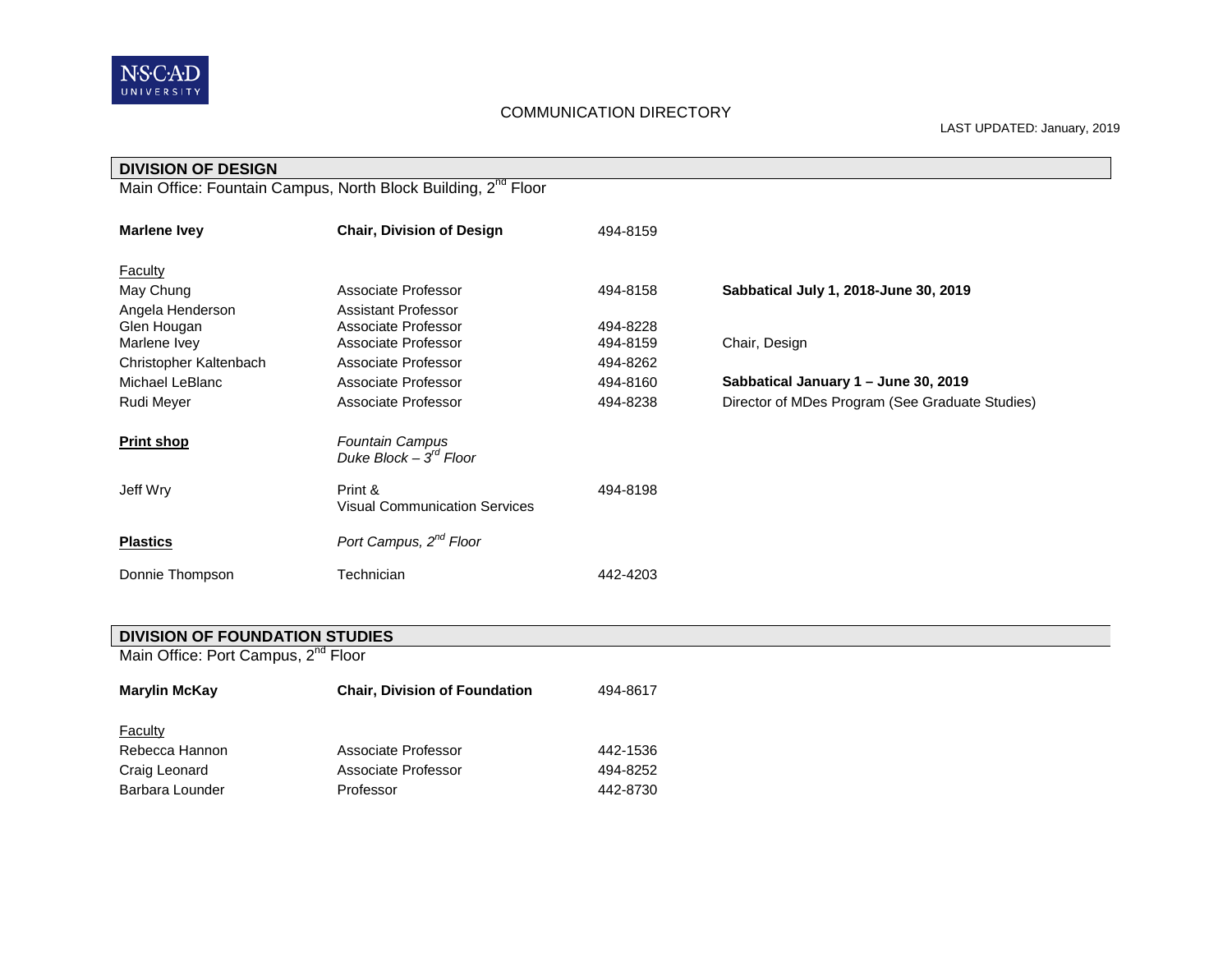NSCAD UNIVERSITY

COMMUNICATION DIRECTORY

LAST UPDATED: January, 2019

## DIVISION OF DESIGN

Main Office: Fountain Campus, North Block Building, 2nd Floor

| | | | |
|---|---|---|---|
| **Marlene Ivey** | **Chair, Division of Design** | 494-8159 | |
| Faculty | | | |
| May Chung | Associate Professor | 494-8158 | **Sabbatical July 1, 2018-June 30, 2019** |
| Angela Henderson | Assistant Professor | | |
| Glen Hougan | Associate Professor | 494-8228 | |
| Marlene Ivey | Associate Professor | 494-8159 | Chair, Design |
| Christopher Kaltenbach | Associate Professor | 494-8262 | |
| Michael LeBlanc | Associate Professor | 494-8160 | **Sabbatical January 1 – June 30, 2019** |
| Rudi Meyer | Associate Professor | 494-8238 | Director of MDes Program (See Graduate Studies) |
| **Print shop** | *Fountain Campus Duke Block – 3rd Floor* | | |
| Jeff Wry | Print & Visual Communication Services | 494-8198 | |
| **Plastics** | *Port Campus, 2nd Floor* | | |
| Donnie Thompson | Technician | 442-4203 | |

## DIVISION OF FOUNDATION STUDIES

Main Office: Port Campus, 2nd Floor

| | | |
|---|---|---|
| **Marylin McKay** | **Chair, Division of Foundation** | 494-8617 |
| Faculty | | |
| Rebecca Hannon | Associate Professor | 442-1536 |
| Craig Leonard | Associate Professor | 494-8252 |
| Barbara Lounder | Professor | 442-8730 |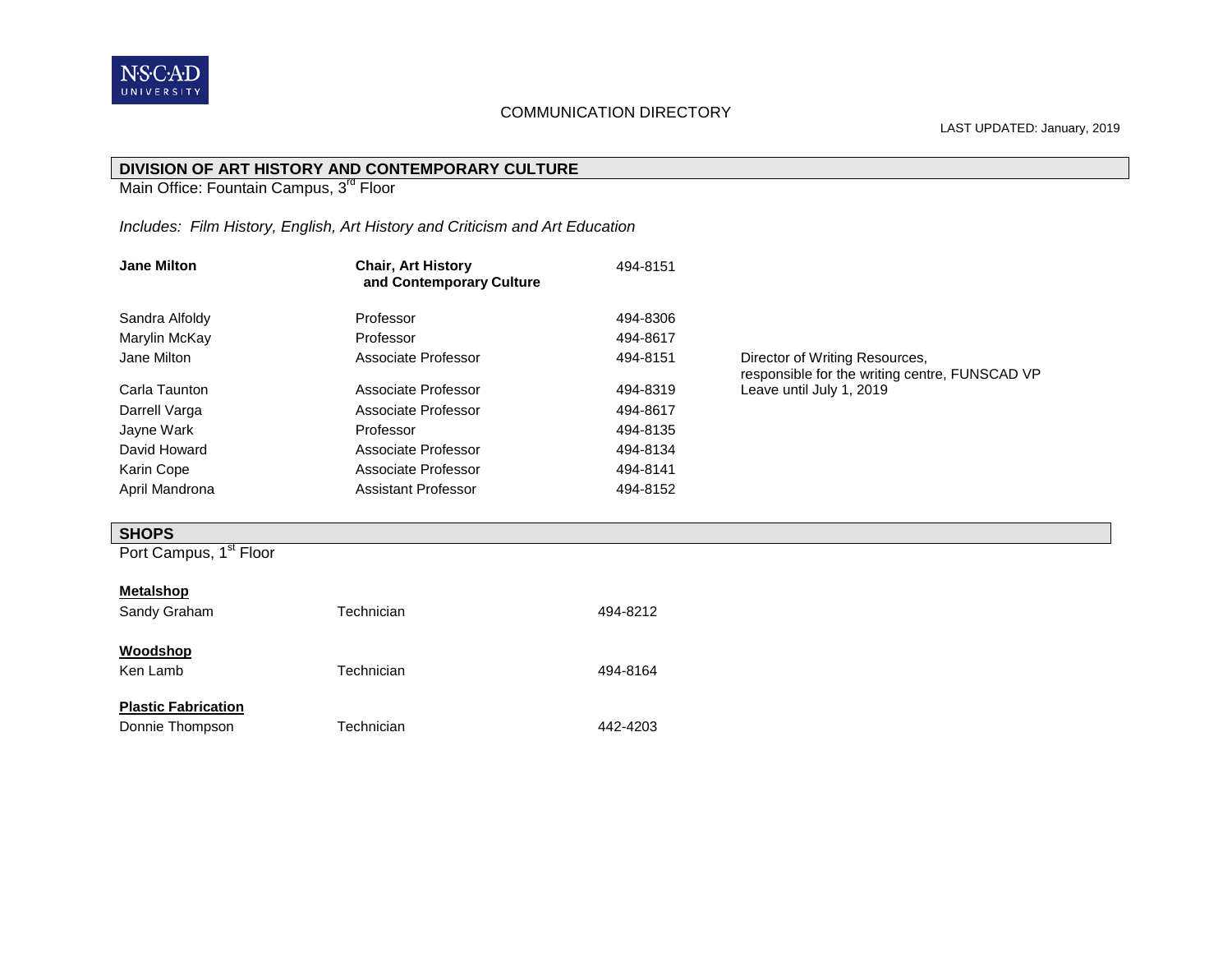NSCAD UNIVERSITY

COMMUNICATION DIRECTORY

LAST UPDATED: January, 2019

## DIVISION OF ART HISTORY AND CONTEMPORARY CULTURE

Main Office: Fountain Campus, 3rd Floor

*Includes: Film History, English, Art History and Criticism and Art Education*

| | | | |
|---|---|---|---|
| **Jane Milton** | **Chair, Art History and Contemporary Culture** | 494-8151 | |
| Sandra Alfoldy | Professor | 494-8306 | |
| Marylin McKay | Professor | 494-8617 | |
| Jane Milton | Associate Professor | 494-8151 | Director of Writing Resources, responsible for the writing centre, FUNSCAD VP |
| Carla Taunton | Associate Professor | 494-8319 | Leave until July 1, 2019 |
| Darrell Varga | Associate Professor | 494-8617 | |
| Jayne Wark | Professor | 494-8135 | |
| David Howard | Associate Professor | 494-8134 | |
| Karin Cope | Associate Professor | 494-8141 | |
| April Mandrona | Assistant Professor | 494-8152 | |

## SHOPS

Port Campus, 1st Floor

**Metalshop**

| | | |
|---|---|---|
| Sandy Graham | Technician | 494-8212 |

**Woodshop**

| | | |
|---|---|---|
| Ken Lamb | Technician | 494-8164 |

**Plastic Fabrication**

| | | |
|---|---|---|
| Donnie Thompson | Technician | 442-4203 |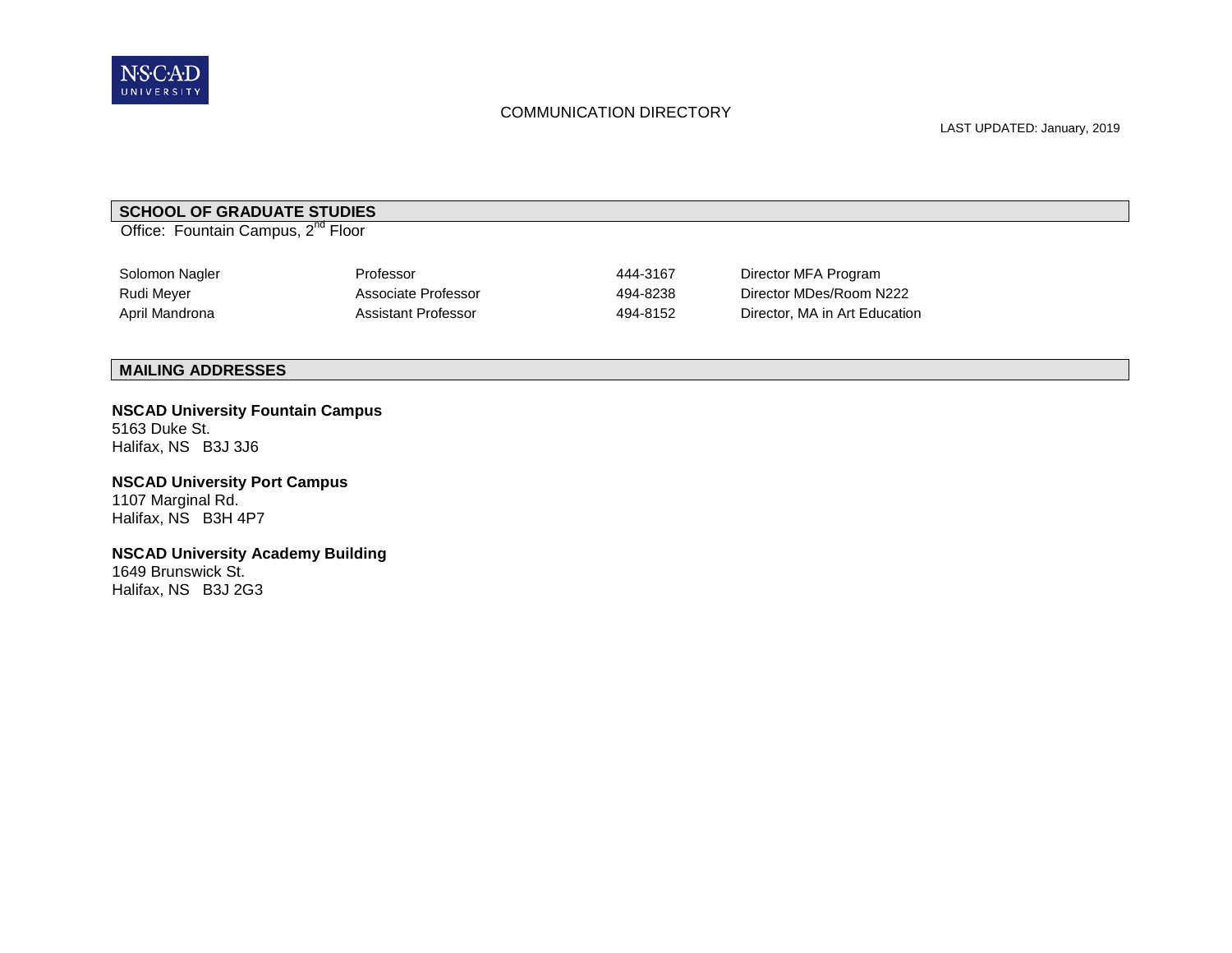COMMUNICATION DIRECTORY

LAST UPDATED: January, 2019

## SCHOOL OF GRADUATE STUDIES

Office: Fountain Campus, 2nd Floor

| | | | |
|---|---|---|---|
| Solomon Nagler | Professor | 444-3167 | Director MFA Program |
| Rudi Meyer | Associate Professor | 494-8238 | Director MDes/Room N222 |
| April Mandrona | Assistant Professor | 494-8152 | Director, MA in Art Education |

## MAILING ADDRESSES

**NSCAD University Fountain Campus**
5163 Duke St.
Halifax, NS B3J 3J6

**NSCAD University Port Campus**
1107 Marginal Rd.
Halifax, NS B3H 4P7

**NSCAD University Academy Building**
1649 Brunswick St.
Halifax, NS B3J 2G3